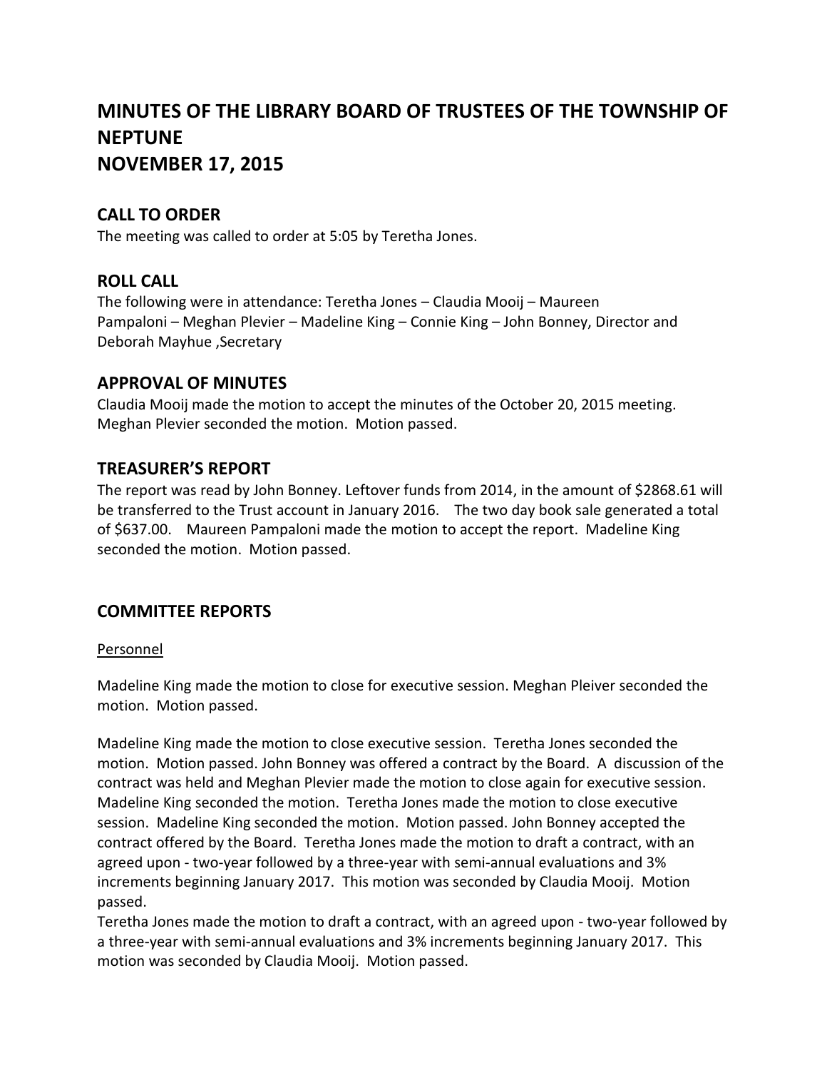# MINUTES OF THE LIBRARY BOARD OF TRUSTEES OF THE TOWNSHIP OF NEPTUNE
# NOVEMBER 17, 2015

## CALL TO ORDER

The meeting was called to order at 5:05 by Teretha Jones.

## ROLL CALL

The following were in attendance: Teretha Jones – Claudia Mooij – Maureen Pampaloni – Meghan Plevier – Madeline King – Connie King – John Bonney, Director and Deborah Mayhue ,Secretary

## APPROVAL OF MINUTES

Claudia Mooij made the motion to accept the minutes of the October 20, 2015 meeting. Meghan Plevier seconded the motion. Motion passed.

## TREASURER'S REPORT

The report was read by John Bonney. Leftover funds from 2014, in the amount of $2868.61 will be transferred to the Trust account in January 2016. The two day book sale generated a total of $637.00. Maureen Pampaloni made the motion to accept the report. Madeline King seconded the motion. Motion passed.

## COMMITTEE REPORTS

Personnel

Madeline King made the motion to close for executive session. Meghan Pleiver seconded the motion. Motion passed.

Madeline King made the motion to close executive session. Teretha Jones seconded the motion. Motion passed. John Bonney was offered a contract by the Board. A discussion of the contract was held and Meghan Plevier made the motion to close again for executive session. Madeline King seconded the motion. Teretha Jones made the motion to close executive session. Madeline King seconded the motion. Motion passed. John Bonney accepted the contract offered by the Board. Teretha Jones made the motion to draft a contract, with an agreed upon - two-year followed by a three-year with semi-annual evaluations and 3% increments beginning January 2017. This motion was seconded by Claudia Mooij. Motion passed.

Teretha Jones made the motion to draft a contract, with an agreed upon - two-year followed by a three-year with semi-annual evaluations and 3% increments beginning January 2017. This motion was seconded by Claudia Mooij. Motion passed.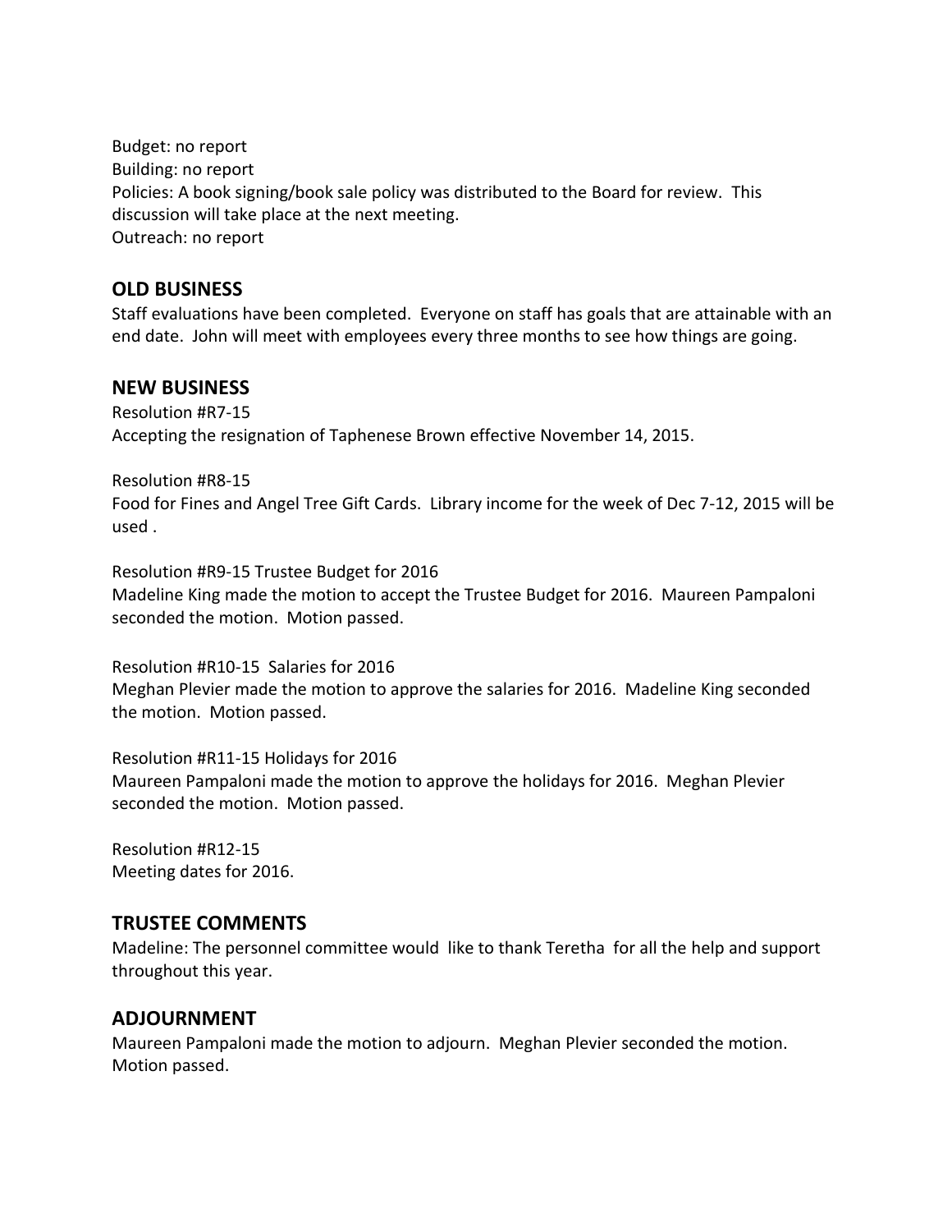Budget: no report
Building: no report
Policies: A book signing/book sale policy was distributed to the Board for review. This discussion will take place at the next meeting.
Outreach: no report

## OLD BUSINESS

Staff evaluations have been completed. Everyone on staff has goals that are attainable with an end date. John will meet with employees every three months to see how things are going.

## NEW BUSINESS

Resolution #R7-15
Accepting the resignation of Taphenese Brown effective November 14, 2015.

Resolution #R8-15
Food for Fines and Angel Tree Gift Cards. Library income for the week of Dec 7-12, 2015 will be used .

Resolution #R9-15 Trustee Budget for 2016
Madeline King made the motion to accept the Trustee Budget for 2016. Maureen Pampaloni seconded the motion. Motion passed.

Resolution #R10-15 Salaries for 2016
Meghan Plevier made the motion to approve the salaries for 2016. Madeline King seconded the motion. Motion passed.

Resolution #R11-15 Holidays for 2016
Maureen Pampaloni made the motion to approve the holidays for 2016. Meghan Plevier seconded the motion. Motion passed.

Resolution #R12-15
Meeting dates for 2016.

## TRUSTEE COMMENTS

Madeline: The personnel committee would like to thank Teretha for all the help and support throughout this year.

## ADJOURNMENT

Maureen Pampaloni made the motion to adjourn. Meghan Plevier seconded the motion. Motion passed.